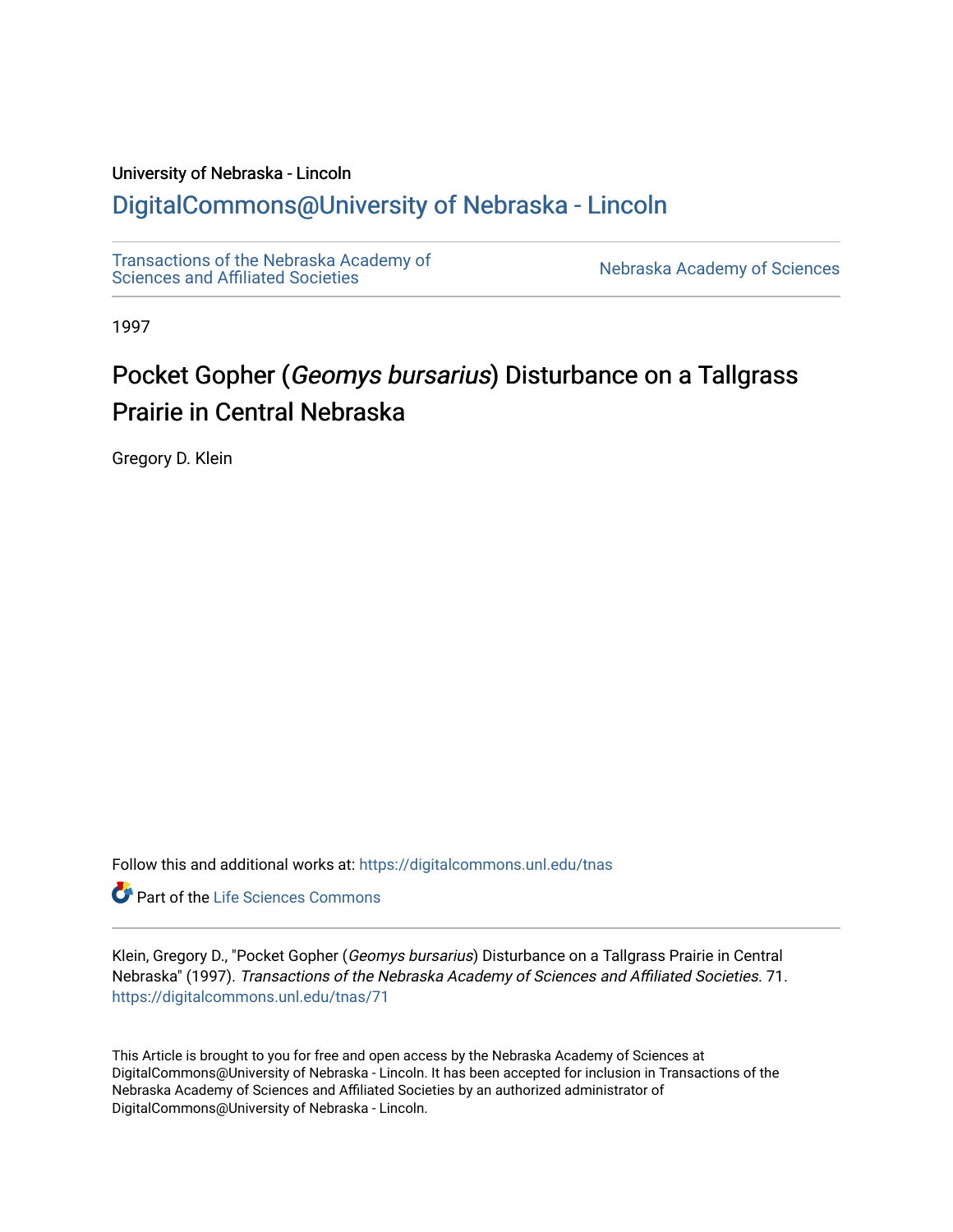University of Nebraska - Lincoln

## DigitalCommons@University of Nebraska - Lincoln

Transactions of the Nebraska Academy of Sciences and Affiliated Societies

Nebraska Academy of Sciences

1997

# Pocket Gopher (*Geomys bursarius*) Disturbance on a Tallgrass Prairie in Central Nebraska

Gregory D. Klein

Follow this and additional works at: https://digitalcommons.unl.edu/tnas

Part of the Life Sciences Commons

Klein, Gregory D., "Pocket Gopher (*Geomys bursarius*) Disturbance on a Tallgrass Prairie in Central Nebraska" (1997). *Transactions of the Nebraska Academy of Sciences and Affiliated Societies*. 71.
https://digitalcommons.unl.edu/tnas/71

This Article is brought to you for free and open access by the Nebraska Academy of Sciences at DigitalCommons@University of Nebraska - Lincoln. It has been accepted for inclusion in Transactions of the Nebraska Academy of Sciences and Affiliated Societies by an authorized administrator of DigitalCommons@University of Nebraska - Lincoln.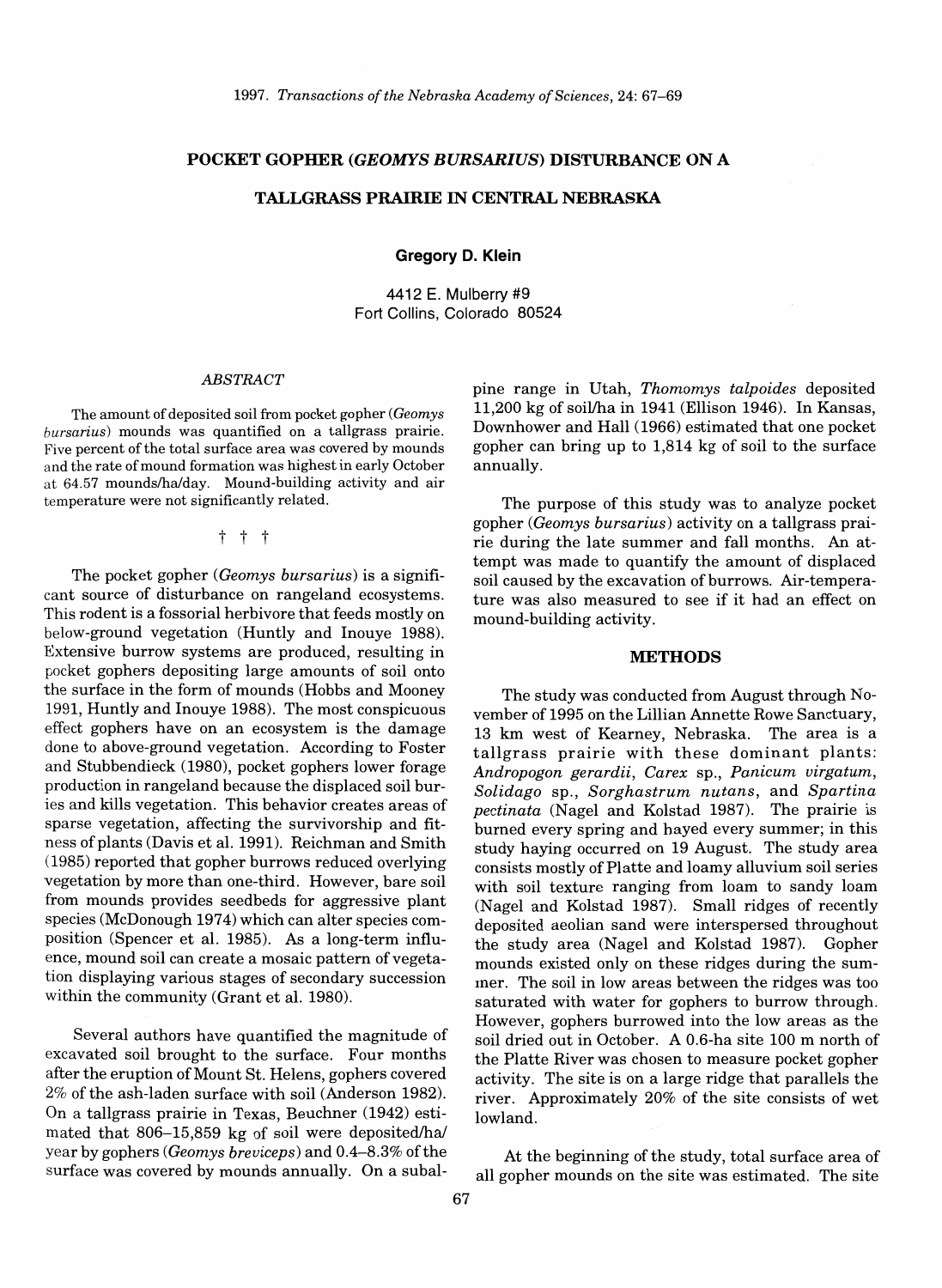# POCKET GOPHER (*GEOMYS BURSARIUS*) DISTURBANCE ON A TALLGRASS PRAIRIE IN CENTRAL NEBRASKA

**Gregory D. Klein**

4412 E. Mulberry #9
Fort Collins, Colorado 80524

### *ABSTRACT*

The amount of deposited soil from pocket gopher (*Geomys bursarius*) mounds was quantified on a tallgrass prairie. Five percent of the total surface area was covered by mounds and the rate of mound formation was highest in early October at 64.57 mounds/ha/day. Mound-building activity and air temperature were not significantly related.

† † †

The pocket gopher (*Geomys bursarius*) is a significant source of disturbance on rangeland ecosystems. This rodent is a fossorial herbivore that feeds mostly on below-ground vegetation (Huntly and Inouye 1988). Extensive burrow systems are produced, resulting in pocket gophers depositing large amounts of soil onto the surface in the form of mounds (Hobbs and Mooney 1991, Huntly and Inouye 1988). The most conspicuous effect gophers have on an ecosystem is the damage done to above-ground vegetation. According to Foster and Stubbendieck (1980), pocket gophers lower forage production in rangeland because the displaced soil buries and kills vegetation. This behavior creates areas of sparse vegetation, affecting the survivorship and fitness of plants (Davis et al. 1991). Reichman and Smith (1985) reported that gopher burrows reduced overlying vegetation by more than one-third. However, bare soil from mounds provides seedbeds for aggressive plant species (McDonough 1974) which can alter species composition (Spencer et al. 1985). As a long-term influence, mound soil can create a mosaic pattern of vegetation displaying various stages of secondary succession within the community (Grant et al. 1980).

Several authors have quantified the magnitude of excavated soil brought to the surface. Four months after the eruption of Mount St. Helens, gophers covered 2% of the ash-laden surface with soil (Anderson 1982). On a tallgrass prairie in Texas, Beuchner (1942) estimated that 806–15,859 kg of soil were deposited/ha/year by gophers (*Geomys breviceps*) and 0.4–8.3% of the surface was covered by mounds annually. On a subalpine range in Utah, *Thomomys talpoides* deposited 11,200 kg of soil/ha in 1941 (Ellison 1946). In Kansas, Downhower and Hall (1966) estimated that one pocket gopher can bring up to 1,814 kg of soil to the surface annually.

The purpose of this study was to analyze pocket gopher (*Geomys bursarius*) activity on a tallgrass prairie during the late summer and fall months. An attempt was made to quantify the amount of displaced soil caused by the excavation of burrows. Air-temperature was also measured to see if it had an effect on mound-building activity.

## METHODS

The study was conducted from August through November of 1995 on the Lillian Annette Rowe Sanctuary, 13 km west of Kearney, Nebraska. The area is a tallgrass prairie with these dominant plants: *Andropogon gerardii*, *Carex* sp., *Panicum virgatum*, *Solidago* sp., *Sorghastrum nutans*, and *Spartina pectinata* (Nagel and Kolstad 1987). The prairie is burned every spring and hayed every summer; in this study haying occurred on 19 August. The study area consists mostly of Platte and loamy alluvium soil series with soil texture ranging from loam to sandy loam (Nagel and Kolstad 1987). Small ridges of recently deposited aeolian sand were interspersed throughout the study area (Nagel and Kolstad 1987). Gopher mounds existed only on these ridges during the summer. The soil in low areas between the ridges was too saturated with water for gophers to burrow through. However, gophers burrowed into the low areas as the soil dried out in October. A 0.6-ha site 100 m north of the Platte River was chosen to measure pocket gopher activity. The site is on a large ridge that parallels the river. Approximately 20% of the site consists of wet lowland.

At the beginning of the study, total surface area of all gopher mounds on the site was estimated. The site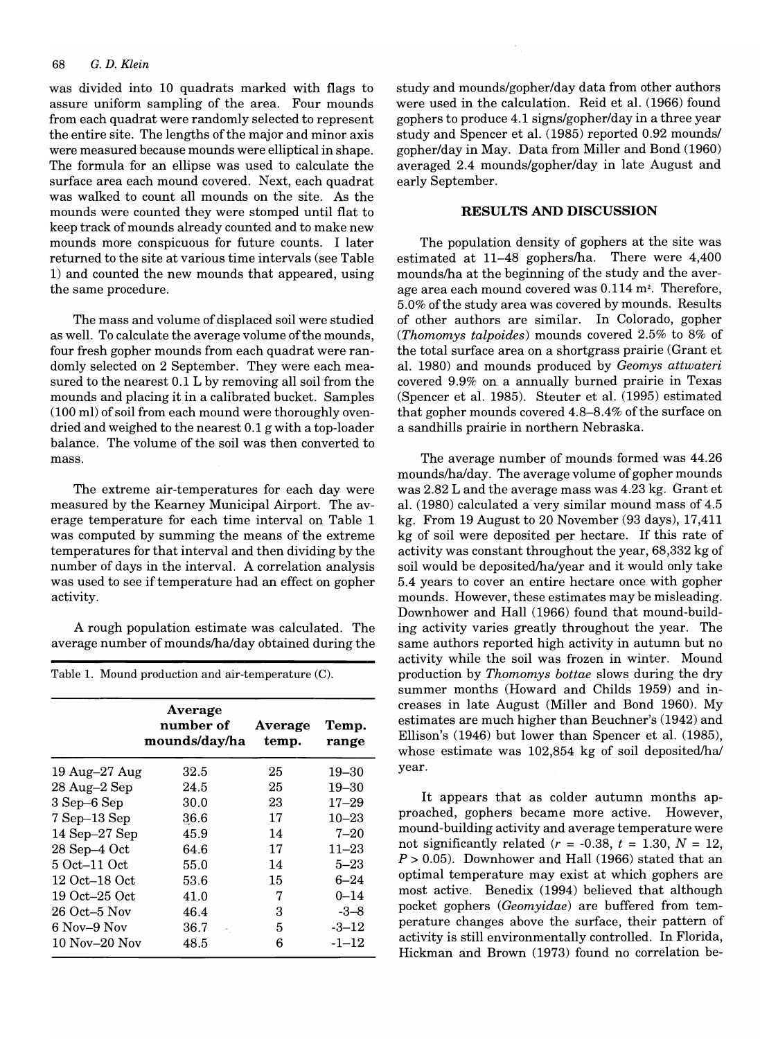was divided into 10 quadrats marked with flags to assure uniform sampling of the area. Four mounds from each quadrat were randomly selected to represent the entire site. The lengths of the major and minor axis were measured because mounds were elliptical in shape. The formula for an ellipse was used to calculate the surface area each mound covered. Next, each quadrat was walked to count all mounds on the site. As the mounds were counted they were stomped until flat to keep track of mounds already counted and to make new mounds more conspicuous for future counts. I later returned to the site at various time intervals (see Table 1) and counted the new mounds that appeared, using the same procedure.

The mass and volume of displaced soil were studied as well. To calculate the average volume of the mounds, four fresh gopher mounds from each quadrat were randomly selected on 2 September. They were each measured to the nearest 0.1 L by removing all soil from the mounds and placing it in a calibrated bucket. Samples (100 ml) of soil from each mound were thoroughly oven-dried and weighed to the nearest 0.1 g with a top-loader balance. The volume of the soil was then converted to mass.

The extreme air-temperatures for each day were measured by the Kearney Municipal Airport. The average temperature for each time interval on Table 1 was computed by summing the means of the extreme temperatures for that interval and then dividing by the number of days in the interval. A correlation analysis was used to see if temperature had an effect on gopher activity.

A rough population estimate was calculated. The average number of mounds/ha/day obtained during the study and mounds/gopher/day data from other authors were used in the calculation. Reid et al. (1966) found gophers to produce 4.1 signs/gopher/day in a three year study and Spencer et al. (1985) reported 0.92 mounds/gopher/day in May. Data from Miller and Bond (1960) averaged 2.4 mounds/gopher/day in late August and early September.

Table 1. Mound production and air-temperature (C).

| | Average number of mounds/day/ha | Average temp. | Temp. range |
|---|---|---|---|
| 19 Aug–27 Aug | 32.5 | 25 | 19–30 |
| 28 Aug–2 Sep | 24.5 | 25 | 19–30 |
| 3 Sep–6 Sep | 30.0 | 23 | 17–29 |
| 7 Sep–13 Sep | 36.6 | 17 | 10–23 |
| 14 Sep–27 Sep | 45.9 | 14 | 7–20 |
| 28 Sep–4 Oct | 64.6 | 17 | 11–23 |
| 5 Oct–11 Oct | 55.0 | 14 | 5–23 |
| 12 Oct–18 Oct | 53.6 | 15 | 6–24 |
| 19 Oct–25 Oct | 41.0 | 7 | 0–14 |
| 26 Oct–5 Nov | 46.4 | 3 | -3–8 |
| 6 Nov–9 Nov | 36.7 | 5 | -3–12 |
| 10 Nov–20 Nov | 48.5 | 6 | -1–12 |

## RESULTS AND DISCUSSION

The population density of gophers at the site was estimated at 11–48 gophers/ha. There were 4,400 mounds/ha at the beginning of the study and the average area each mound covered was 0.114 m². Therefore, 5.0% of the study area was covered by mounds. Results of other authors are similar. In Colorado, gopher (*Thomomys talpoides*) mounds covered 2.5% to 8% of the total surface area on a shortgrass prairie (Grant et al. 1980) and mounds produced by *Geomys attwateri* covered 9.9% on a annually burned prairie in Texas (Spencer et al. 1985). Steuter et al. (1995) estimated that gopher mounds covered 4.8–8.4% of the surface on a sandhills prairie in northern Nebraska.

The average number of mounds formed was 44.26 mounds/ha/day. The average volume of gopher mounds was 2.82 L and the average mass was 4.23 kg. Grant et al. (1980) calculated a very similar mound mass of 4.5 kg. From 19 August to 20 November (93 days), 17,411 kg of soil were deposited per hectare. If this rate of activity was constant throughout the year, 68,332 kg of soil would be deposited/ha/year and it would only take 5.4 years to cover an entire hectare once with gopher mounds. However, these estimates may be misleading. Downhower and Hall (1966) found that mound-building activity varies greatly throughout the year. The same authors reported high activity in autumn but no activity while the soil was frozen in winter. Mound production by *Thomomys bottae* slows during the dry summer months (Howard and Childs 1959) and increases in late August (Miller and Bond 1960). My estimates are much higher than Beuchner's (1942) and Ellison's (1946) but lower than Spencer et al. (1985), whose estimate was 102,854 kg of soil deposited/ha/year.

It appears that as colder autumn months approached, gophers became more active. However, mound-building activity and average temperature were not significantly related ($r = -0.38$, $t = 1.30$, $N = 12$, $P > 0.05$). Downhower and Hall (1966) stated that an optimal temperature may exist at which gophers are most active. Benedix (1994) believed that although pocket gophers (*Geomyidae*) are buffered from temperature changes above the surface, their pattern of activity is still environmentally controlled. In Florida, Hickman and Brown (1973) found no correlation be-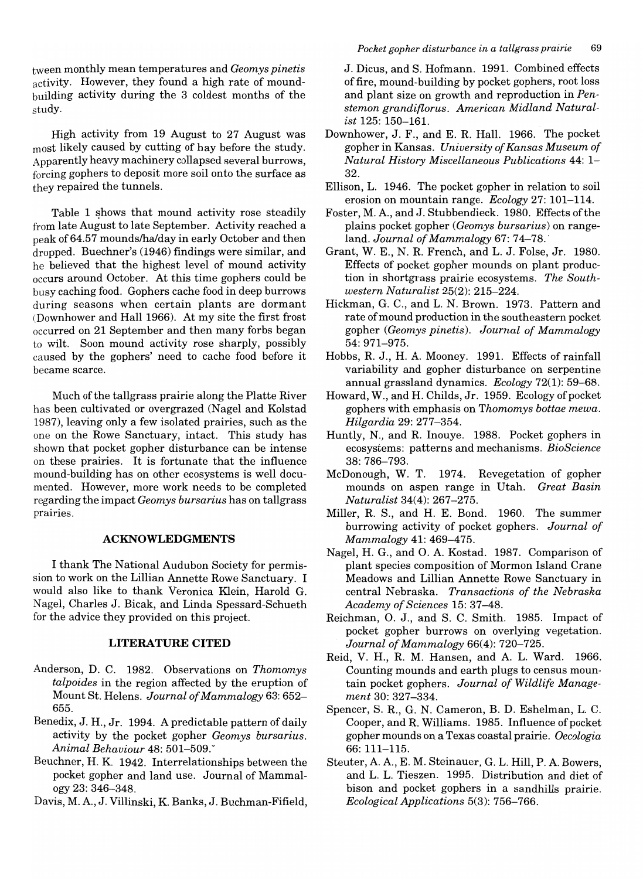tween monthly mean temperatures and *Geomys pinetis* activity. However, they found a high rate of mound-building activity during the 3 coldest months of the study.

High activity from 19 August to 27 August was most likely caused by cutting of hay before the study. Apparently heavy machinery collapsed several burrows, forcing gophers to deposit more soil onto the surface as they repaired the tunnels.

Table 1 shows that mound activity rose steadily from late August to late September. Activity reached a peak of 64.57 mounds/ha/day in early October and then dropped. Buechner's (1946) findings were similar, and he believed that the highest level of mound activity occurs around October. At this time gophers could be busy caching food. Gophers cache food in deep burrows during seasons when certain plants are dormant (Downhower and Hall 1966). At my site the first frost occurred on 21 September and then many forbs began to wilt. Soon mound activity rose sharply, possibly caused by the gophers' need to cache food before it became scarce.

Much of the tallgrass prairie along the Platte River has been cultivated or overgrazed (Nagel and Kolstad 1987), leaving only a few isolated prairies, such as the one on the Rowe Sanctuary, intact. This study has shown that pocket gopher disturbance can be intense on these prairies. It is fortunate that the influence mound-building has on other ecosystems is well documented. However, more work needs to be completed regarding the impact *Geomys bursarius* has on tallgrass prairies.

## ACKNOWLEDGMENTS

I thank The National Audubon Society for permission to work on the Lillian Annette Rowe Sanctuary. I would also like to thank Veronica Klein, Harold G. Nagel, Charles J. Bicak, and Linda Spessard-Schueth for the advice they provided on this project.

## LITERATURE CITED

Anderson, D. C. 1982. Observations on *Thomomys talpoides* in the region affected by the eruption of Mount St. Helens. *Journal of Mammalogy* 63: 652–655.

Benedix, J. H., Jr. 1994. A predictable pattern of daily activity by the pocket gopher *Geomys bursarius*. *Animal Behaviour* 48: 501–509.

Beuchner, H. K. 1942. Interrelationships between the pocket gopher and land use. Journal of Mammalogy 23: 346–348.

Davis, M. A., J. Villinski, K. Banks, J. Buchman-Fifield, J. Dicus, and S. Hofmann. 1991. Combined effects of fire, mound-building by pocket gophers, root loss and plant size on growth and reproduction in *Penstemon grandiflorus*. *American Midland Naturalist* 125: 150–161.

Downhower, J. F., and E. R. Hall. 1966. The pocket gopher in Kansas. *University of Kansas Museum of Natural History Miscellaneous Publications* 44: 1–32.

Ellison, L. 1946. The pocket gopher in relation to soil erosion on mountain range. *Ecology* 27: 101–114.

Foster, M. A., and J. Stubbendieck. 1980. Effects of the plains pocket gopher (*Geomys bursarius*) on rangeland. *Journal of Mammalogy* 67: 74–78.

Grant, W. E., N. R. French, and L. J. Folse, Jr. 1980. Effects of pocket gopher mounds on plant production in shortgrass prairie ecosystems. *The Southwestern Naturalist* 25(2): 215–224.

Hickman, G. C., and L. N. Brown. 1973. Pattern and rate of mound production in the southeastern pocket gopher (*Geomys pinetis*). *Journal of Mammalogy* 54: 971–975.

Hobbs, R. J., H. A. Mooney. 1991. Effects of rainfall variability and gopher disturbance on serpentine annual grassland dynamics. *Ecology* 72(1): 59–68.

Howard, W., and H. Childs, Jr. 1959. Ecology of pocket gophers with emphasis on *Thomomys bottae mewa*. *Hilgardia* 29: 277–354.

Huntly, N., and R. Inouye. 1988. Pocket gophers in ecosystems: patterns and mechanisms. *BioScience* 38: 786–793.

McDonough, W. T. 1974. Revegetation of gopher mounds on aspen range in Utah. *Great Basin Naturalist* 34(4): 267–275.

Miller, R. S., and H. E. Bond. 1960. The summer burrowing activity of pocket gophers. *Journal of Mammalogy* 41: 469–475.

Nagel, H. G., and O. A. Kostad. 1987. Comparison of plant species composition of Mormon Island Crane Meadows and Lillian Annette Rowe Sanctuary in central Nebraska. *Transactions of the Nebraska Academy of Sciences* 15: 37–48.

Reichman, O. J., and S. C. Smith. 1985. Impact of pocket gopher burrows on overlying vegetation. *Journal of Mammalogy* 66(4): 720–725.

Reid, V. H., R. M. Hansen, and A. L. Ward. 1966. Counting mounds and earth plugs to census mountain pocket gophers. *Journal of Wildlife Management* 30: 327–334.

Spencer, S. R., G. N. Cameron, B. D. Eshelman, L. C. Cooper, and R. Williams. 1985. Influence of pocket gopher mounds on a Texas coastal prairie. *Oecologia* 66: 111–115.

Steuter, A. A., E. M. Steinauer, G. L. Hill, P. A. Bowers, and L. L. Tieszen. 1995. Distribution and diet of bison and pocket gophers in a sandhills prairie. *Ecological Applications* 5(3): 756–766.